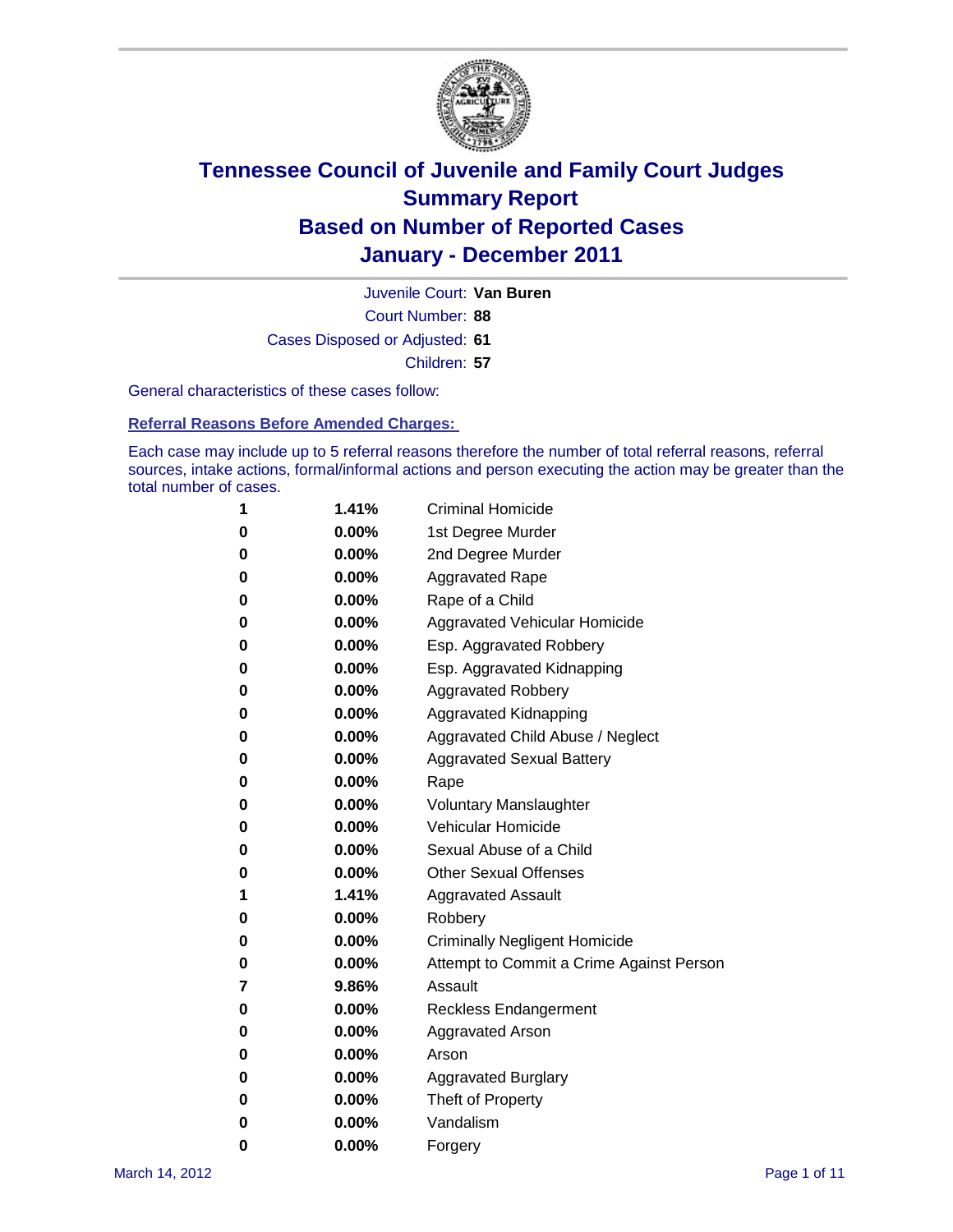# Tennessee Council of Juvenile and Family Court Judges
## Summary Report
## Based on Number of Reported Cases
## January - December 2011

Juvenile Court: **Van Buren**

Court Number: **88**

Cases Disposed or Adjusted: **61**

Children: **57**

General characteristics of these cases follow:

### Referral Reasons Before Amended Charges:

Each case may include up to 5 referral reasons therefore the number of total referral reasons, referral sources, intake actions, formal/informal actions and person executing the action may be greater than the total number of cases.

| | | |
|---|---|---|
| 1 | 1.41% | Criminal Homicide |
| 0 | 0.00% | 1st Degree Murder |
| 0 | 0.00% | 2nd Degree Murder |
| 0 | 0.00% | Aggravated Rape |
| 0 | 0.00% | Rape of a Child |
| 0 | 0.00% | Aggravated Vehicular Homicide |
| 0 | 0.00% | Esp. Aggravated Robbery |
| 0 | 0.00% | Esp. Aggravated Kidnapping |
| 0 | 0.00% | Aggravated Robbery |
| 0 | 0.00% | Aggravated Kidnapping |
| 0 | 0.00% | Aggravated Child Abuse / Neglect |
| 0 | 0.00% | Aggravated Sexual Battery |
| 0 | 0.00% | Rape |
| 0 | 0.00% | Voluntary Manslaughter |
| 0 | 0.00% | Vehicular Homicide |
| 0 | 0.00% | Sexual Abuse of a Child |
| 0 | 0.00% | Other Sexual Offenses |
| 1 | 1.41% | Aggravated Assault |
| 0 | 0.00% | Robbery |
| 0 | 0.00% | Criminally Negligent Homicide |
| 0 | 0.00% | Attempt to Commit a Crime Against Person |
| 7 | 9.86% | Assault |
| 0 | 0.00% | Reckless Endangerment |
| 0 | 0.00% | Aggravated Arson |
| 0 | 0.00% | Arson |
| 0 | 0.00% | Aggravated Burglary |
| 0 | 0.00% | Theft of Property |
| 0 | 0.00% | Vandalism |
| 0 | 0.00% | Forgery |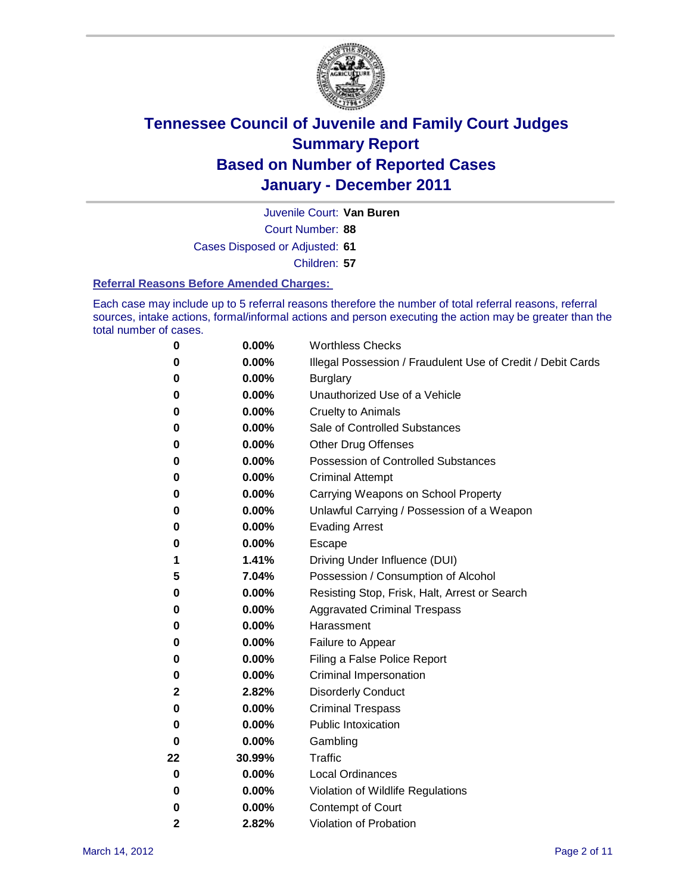# Tennessee Council of Juvenile and Family Court Judges
## Summary Report
## Based on Number of Reported Cases
## January - December 2011

Juvenile Court: **Van Buren**

Court Number: **88**

Cases Disposed or Adjusted: **61**

Children: **57**

### Referral Reasons Before Amended Charges:

Each case may include up to 5 referral reasons therefore the number of total referral reasons, referral sources, intake actions, formal/informal actions and person executing the action may be greater than the total number of cases.

| | | |
|---|---|---|
| 0 | 0.00% | Worthless Checks |
| 0 | 0.00% | Illegal Possession / Fraudulent Use of Credit / Debit Cards |
| 0 | 0.00% | Burglary |
| 0 | 0.00% | Unauthorized Use of a Vehicle |
| 0 | 0.00% | Cruelty to Animals |
| 0 | 0.00% | Sale of Controlled Substances |
| 0 | 0.00% | Other Drug Offenses |
| 0 | 0.00% | Possession of Controlled Substances |
| 0 | 0.00% | Criminal Attempt |
| 0 | 0.00% | Carrying Weapons on School Property |
| 0 | 0.00% | Unlawful Carrying / Possession of a Weapon |
| 0 | 0.00% | Evading Arrest |
| 0 | 0.00% | Escape |
| 1 | 1.41% | Driving Under Influence (DUI) |
| 5 | 7.04% | Possession / Consumption of Alcohol |
| 0 | 0.00% | Resisting Stop, Frisk, Halt, Arrest or Search |
| 0 | 0.00% | Aggravated Criminal Trespass |
| 0 | 0.00% | Harassment |
| 0 | 0.00% | Failure to Appear |
| 0 | 0.00% | Filing a False Police Report |
| 0 | 0.00% | Criminal Impersonation |
| 2 | 2.82% | Disorderly Conduct |
| 0 | 0.00% | Criminal Trespass |
| 0 | 0.00% | Public Intoxication |
| 0 | 0.00% | Gambling |
| 22 | 30.99% | Traffic |
| 0 | 0.00% | Local Ordinances |
| 0 | 0.00% | Violation of Wildlife Regulations |
| 0 | 0.00% | Contempt of Court |
| 2 | 2.82% | Violation of Probation |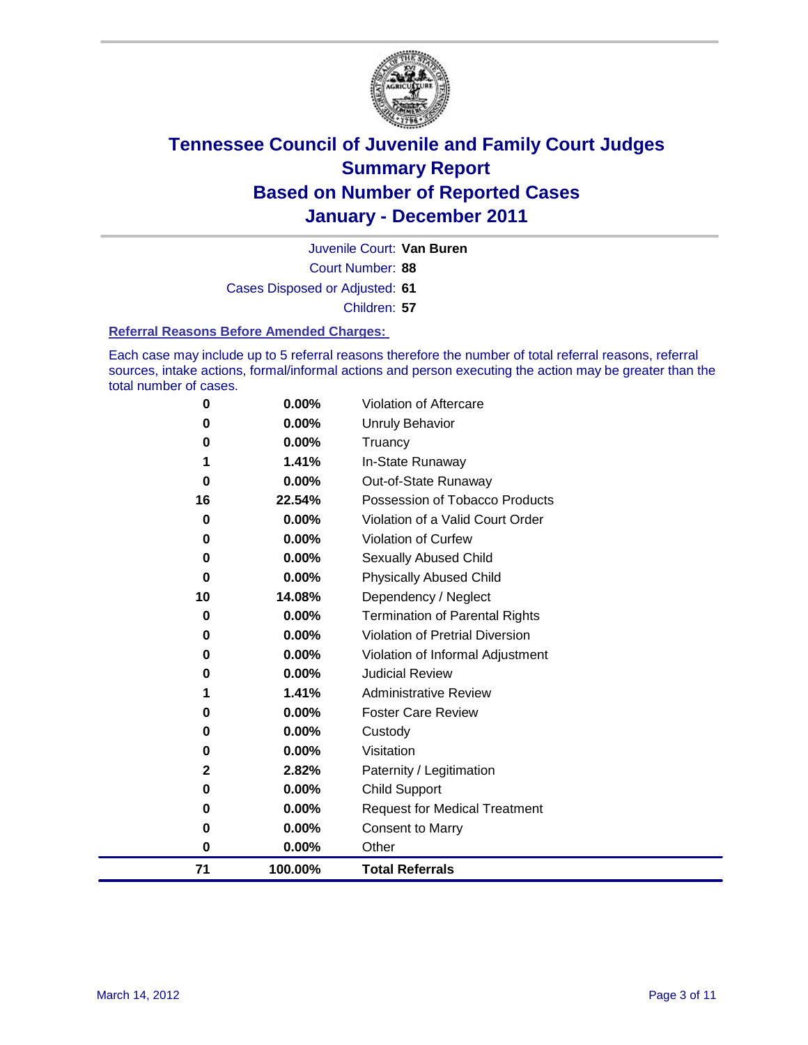# Tennessee Council of Juvenile and Family Court Judges
## Summary Report
## Based on Number of Reported Cases
## January - December 2011

Juvenile Court: **Van Buren**

Court Number: **88**

Cases Disposed or Adjusted: **61**

Children: **57**

### Referral Reasons Before Amended Charges:

Each case may include up to 5 referral reasons therefore the number of total referral reasons, referral sources, intake actions, formal/informal actions and person executing the action may be greater than the total number of cases.

| | | |
|---|---|---|
| 0 | 0.00% | Violation of Aftercare |
| 0 | 0.00% | Unruly Behavior |
| 0 | 0.00% | Truancy |
| 1 | 1.41% | In-State Runaway |
| 0 | 0.00% | Out-of-State Runaway |
| 16 | 22.54% | Possession of Tobacco Products |
| 0 | 0.00% | Violation of a Valid Court Order |
| 0 | 0.00% | Violation of Curfew |
| 0 | 0.00% | Sexually Abused Child |
| 0 | 0.00% | Physically Abused Child |
| 10 | 14.08% | Dependency / Neglect |
| 0 | 0.00% | Termination of Parental Rights |
| 0 | 0.00% | Violation of Pretrial Diversion |
| 0 | 0.00% | Violation of Informal Adjustment |
| 0 | 0.00% | Judicial Review |
| 1 | 1.41% | Administrative Review |
| 0 | 0.00% | Foster Care Review |
| 0 | 0.00% | Custody |
| 0 | 0.00% | Visitation |
| 2 | 2.82% | Paternity / Legitimation |
| 0 | 0.00% | Child Support |
| 0 | 0.00% | Request for Medical Treatment |
| 0 | 0.00% | Consent to Marry |
| 0 | 0.00% | Other |
| **71** | **100.00%** | **Total Referrals** |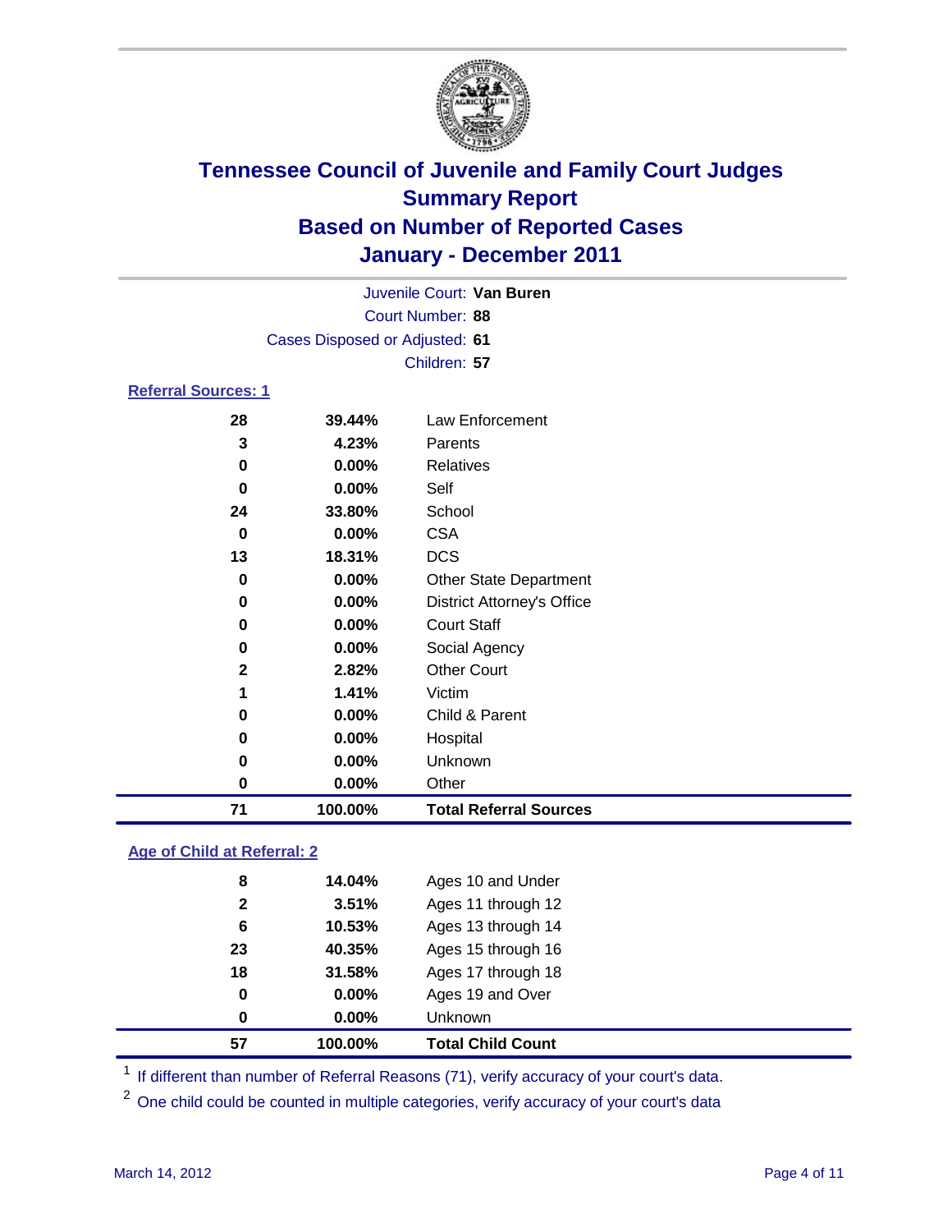# Tennessee Council of Juvenile and Family Court Judges
## Summary Report
## Based on Number of Reported Cases
## January - December 2011

Juvenile Court: **Van Buren**
Court Number: **88**
Cases Disposed or Adjusted: **61**
Children: **57**

### Referral Sources: 1

| | | |
|---|---|---|
| 28 | 39.44% | Law Enforcement |
| 3 | 4.23% | Parents |
| 0 | 0.00% | Relatives |
| 0 | 0.00% | Self |
| 24 | 33.80% | School |
| 0 | 0.00% | CSA |
| 13 | 18.31% | DCS |
| 0 | 0.00% | Other State Department |
| 0 | 0.00% | District Attorney's Office |
| 0 | 0.00% | Court Staff |
| 0 | 0.00% | Social Agency |
| 2 | 2.82% | Other Court |
| 1 | 1.41% | Victim |
| 0 | 0.00% | Child & Parent |
| 0 | 0.00% | Hospital |
| 0 | 0.00% | Unknown |
| 0 | 0.00% | Other |
| **71** | **100.00%** | **Total Referral Sources** |

### Age of Child at Referral: 2

| | | |
|---|---|---|
| 8 | 14.04% | Ages 10 and Under |
| 2 | 3.51% | Ages 11 through 12 |
| 6 | 10.53% | Ages 13 through 14 |
| 23 | 40.35% | Ages 15 through 16 |
| 18 | 31.58% | Ages 17 through 18 |
| 0 | 0.00% | Ages 19 and Over |
| 0 | 0.00% | Unknown |
| **57** | **100.00%** | **Total Child Count** |

[1] If different than number of Referral Reasons (71), verify accuracy of your court's data.

[2] One child could be counted in multiple categories, verify accuracy of your court's data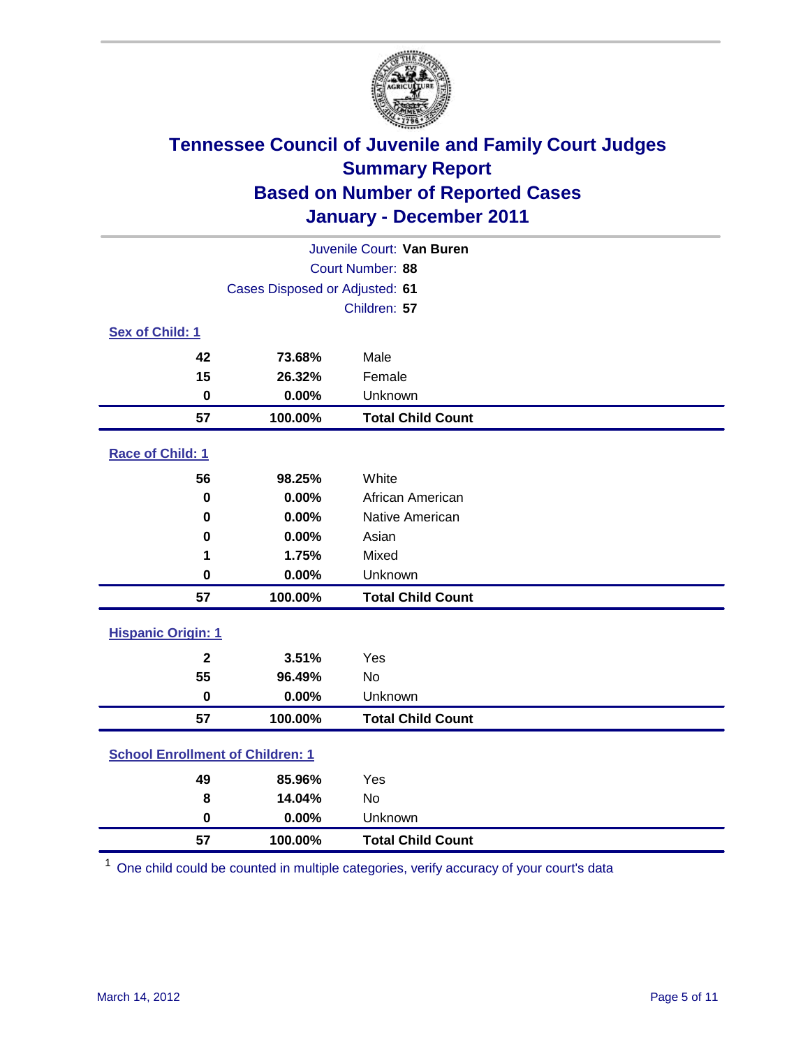# Tennessee Council of Juvenile and Family Court Judges
## Summary Report
## Based on Number of Reported Cases
## January - December 2011

Juvenile Court: **Van Buren**

Court Number: **88**

Cases Disposed or Adjusted: **61**

Children: **57**

### Sex of Child: 1

| Count | Percent | Category |
|---|---|---|
| 42 | 73.68% | Male |
| 15 | 26.32% | Female |
| 0 | 0.00% | Unknown |
| **57** | **100.00%** | **Total Child Count** |

### Race of Child: 1

| Count | Percent | Category |
|---|---|---|
| 56 | 98.25% | White |
| 0 | 0.00% | African American |
| 0 | 0.00% | Native American |
| 0 | 0.00% | Asian |
| 1 | 1.75% | Mixed |
| 0 | 0.00% | Unknown |
| **57** | **100.00%** | **Total Child Count** |

### Hispanic Origin: 1

| Count | Percent | Category |
|---|---|---|
| 2 | 3.51% | Yes |
| 55 | 96.49% | No |
| 0 | 0.00% | Unknown |
| **57** | **100.00%** | **Total Child Count** |

### School Enrollment of Children: 1

| Count | Percent | Category |
|---|---|---|
| 49 | 85.96% | Yes |
| 8 | 14.04% | No |
| 0 | 0.00% | Unknown |
| **57** | **100.00%** | **Total Child Count** |

[1] One child could be counted in multiple categories, verify accuracy of your court's data

March 14, 2012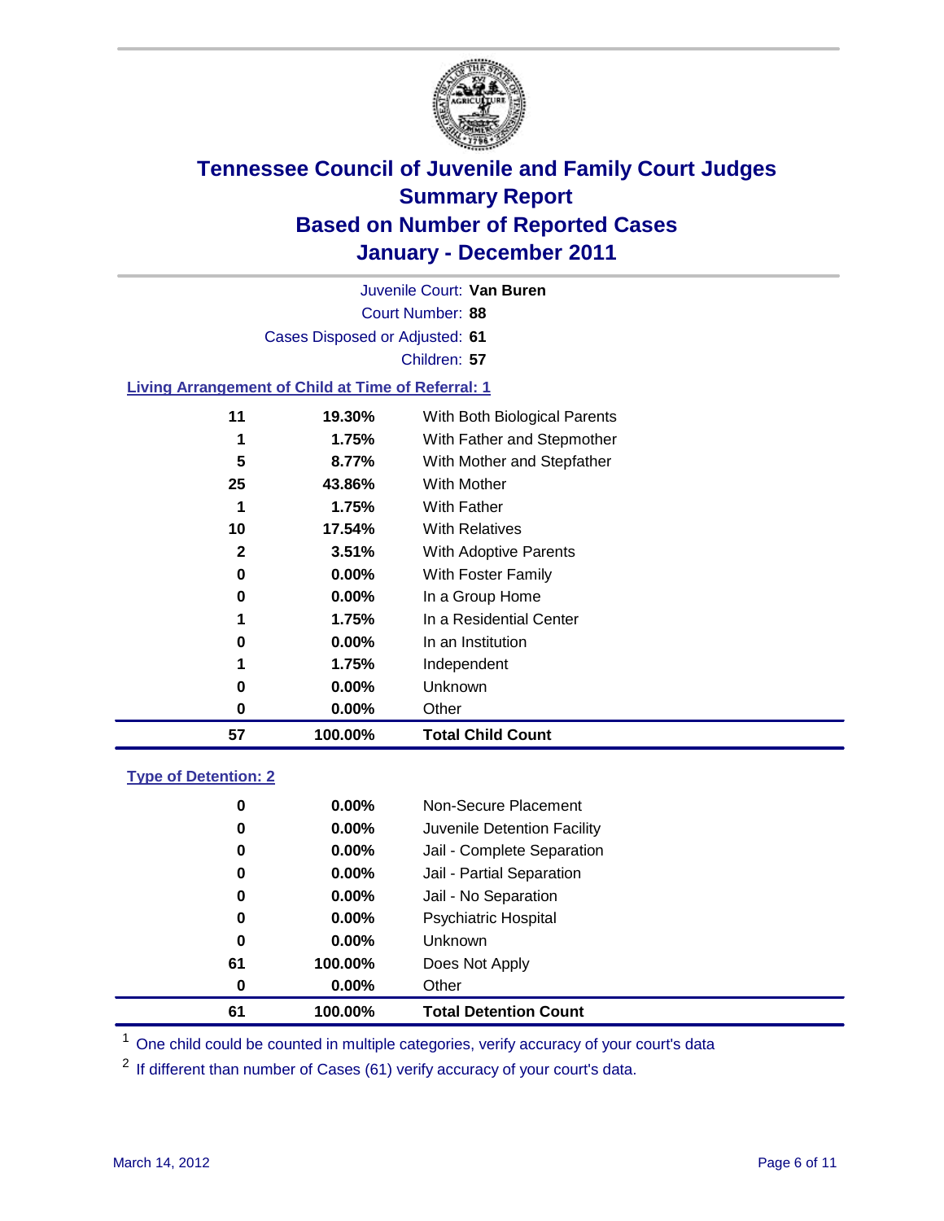# Tennessee Council of Juvenile and Family Court Judges
## Summary Report
## Based on Number of Reported Cases
## January - December 2011

Juvenile Court: **Van Buren**

Court Number: **88**

Cases Disposed or Adjusted: **61**

Children: **57**

### Living Arrangement of Child at Time of Referral: 1

| Count | Percent | Category |
|---|---|---|
| 11 | 19.30% | With Both Biological Parents |
| 1 | 1.75% | With Father and Stepmother |
| 5 | 8.77% | With Mother and Stepfather |
| 25 | 43.86% | With Mother |
| 1 | 1.75% | With Father |
| 10 | 17.54% | With Relatives |
| 2 | 3.51% | With Adoptive Parents |
| 0 | 0.00% | With Foster Family |
| 0 | 0.00% | In a Group Home |
| 1 | 1.75% | In a Residential Center |
| 0 | 0.00% | In an Institution |
| 1 | 1.75% | Independent |
| 0 | 0.00% | Unknown |
| 0 | 0.00% | Other |
| **57** | **100.00%** | **Total Child Count** |

### Type of Detention: 2

| Count | Percent | Category |
|---|---|---|
| 0 | 0.00% | Non-Secure Placement |
| 0 | 0.00% | Juvenile Detention Facility |
| 0 | 0.00% | Jail - Complete Separation |
| 0 | 0.00% | Jail - Partial Separation |
| 0 | 0.00% | Jail - No Separation |
| 0 | 0.00% | Psychiatric Hospital |
| 0 | 0.00% | Unknown |
| 61 | 100.00% | Does Not Apply |
| 0 | 0.00% | Other |
| **61** | **100.00%** | **Total Detention Count** |

[1] One child could be counted in multiple categories, verify accuracy of your court's data

[2] If different than number of Cases (61) verify accuracy of your court's data.

March 14, 2012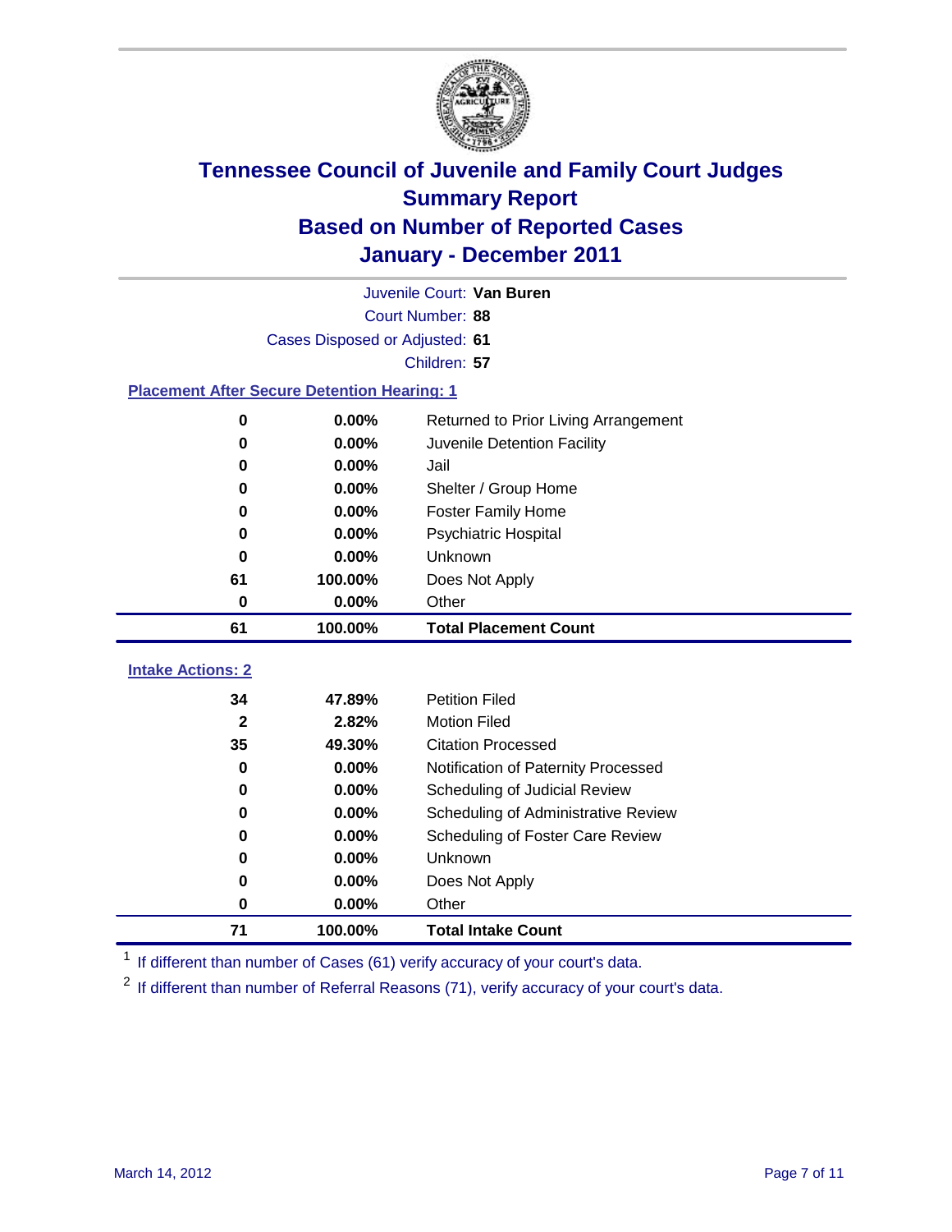# Tennessee Council of Juvenile and Family Court Judges
## Summary Report
## Based on Number of Reported Cases
## January - December 2011

Juvenile Court: **Van Buren**

Court Number: **88**

Cases Disposed or Adjusted: **61**

Children: **57**

### Placement After Secure Detention Hearing: 1

| Count | Percent | Placement |
|---|---|---|
| 0 | 0.00% | Returned to Prior Living Arrangement |
| 0 | 0.00% | Juvenile Detention Facility |
| 0 | 0.00% | Jail |
| 0 | 0.00% | Shelter / Group Home |
| 0 | 0.00% | Foster Family Home |
| 0 | 0.00% | Psychiatric Hospital |
| 0 | 0.00% | Unknown |
| 61 | 100.00% | Does Not Apply |
| 0 | 0.00% | Other |
| **61** | **100.00%** | **Total Placement Count** |

### Intake Actions: 2

| Count | Percent | Intake Action |
|---|---|---|
| 34 | 47.89% | Petition Filed |
| 2 | 2.82% | Motion Filed |
| 35 | 49.30% | Citation Processed |
| 0 | 0.00% | Notification of Paternity Processed |
| 0 | 0.00% | Scheduling of Judicial Review |
| 0 | 0.00% | Scheduling of Administrative Review |
| 0 | 0.00% | Scheduling of Foster Care Review |
| 0 | 0.00% | Unknown |
| 0 | 0.00% | Does Not Apply |
| 0 | 0.00% | Other |
| **71** | **100.00%** | **Total Intake Count** |

[1] If different than number of Cases (61) verify accuracy of your court's data.

[2] If different than number of Referral Reasons (71), verify accuracy of your court's data.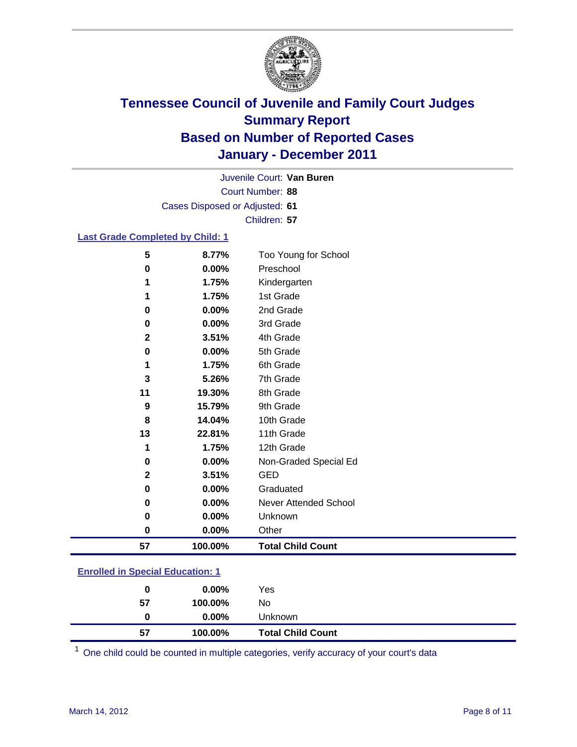# Tennessee Council of Juvenile and Family Court Judges
## Summary Report
## Based on Number of Reported Cases
## January - December 2011

Juvenile Court: **Van Buren**
Court Number: **88**
Cases Disposed or Adjusted: **61**
Children: **57**

### Last Grade Completed by Child: [1]

| Count | Percent | Category |
|---|---|---|
| 5 | 8.77% | Too Young for School |
| 0 | 0.00% | Preschool |
| 1 | 1.75% | Kindergarten |
| 1 | 1.75% | 1st Grade |
| 0 | 0.00% | 2nd Grade |
| 0 | 0.00% | 3rd Grade |
| 2 | 3.51% | 4th Grade |
| 0 | 0.00% | 5th Grade |
| 1 | 1.75% | 6th Grade |
| 3 | 5.26% | 7th Grade |
| 11 | 19.30% | 8th Grade |
| 9 | 15.79% | 9th Grade |
| 8 | 14.04% | 10th Grade |
| 13 | 22.81% | 11th Grade |
| 1 | 1.75% | 12th Grade |
| 0 | 0.00% | Non-Graded Special Ed |
| 2 | 3.51% | GED |
| 0 | 0.00% | Graduated |
| 0 | 0.00% | Never Attended School |
| 0 | 0.00% | Unknown |
| 0 | 0.00% | Other |
| **57** | **100.00%** | **Total Child Count** |

### Enrolled in Special Education: [1]

| Count | Percent | Category |
|---|---|---|
| 0 | 0.00% | Yes |
| 57 | 100.00% | No |
| 0 | 0.00% | Unknown |
| **57** | **100.00%** | **Total Child Count** |

[1] One child could be counted in multiple categories, verify accuracy of your court's data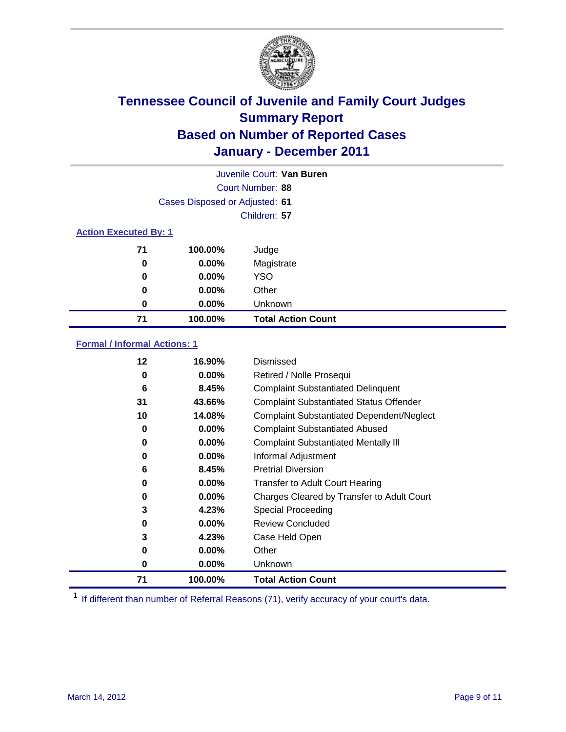# Tennessee Council of Juvenile and Family Court Judges
## Summary Report
## Based on Number of Reported Cases
## January - December 2011

Juvenile Court: **Van Buren**
Court Number: **88**
Cases Disposed or Adjusted: **61**
Children: **57**

### Action Executed By: 1

| | | |
|---|---|---|
| 71 | 100.00% | Judge |
| 0 | 0.00% | Magistrate |
| 0 | 0.00% | YSO |
| 0 | 0.00% | Other |
| 0 | 0.00% | Unknown |
| **71** | **100.00%** | **Total Action Count** |

### Formal / Informal Actions: 1

| | | |
|---|---|---|
| 12 | 16.90% | Dismissed |
| 0 | 0.00% | Retired / Nolle Prosequi |
| 6 | 8.45% | Complaint Substantiated Delinquent |
| 31 | 43.66% | Complaint Substantiated Status Offender |
| 10 | 14.08% | Complaint Substantiated Dependent/Neglect |
| 0 | 0.00% | Complaint Substantiated Abused |
| 0 | 0.00% | Complaint Substantiated Mentally Ill |
| 0 | 0.00% | Informal Adjustment |
| 6 | 8.45% | Pretrial Diversion |
| 0 | 0.00% | Transfer to Adult Court Hearing |
| 0 | 0.00% | Charges Cleared by Transfer to Adult Court |
| 3 | 4.23% | Special Proceeding |
| 0 | 0.00% | Review Concluded |
| 3 | 4.23% | Case Held Open |
| 0 | 0.00% | Other |
| 0 | 0.00% | Unknown |
| **71** | **100.00%** | **Total Action Count** |

[1] If different than number of Referral Reasons (71), verify accuracy of your court's data.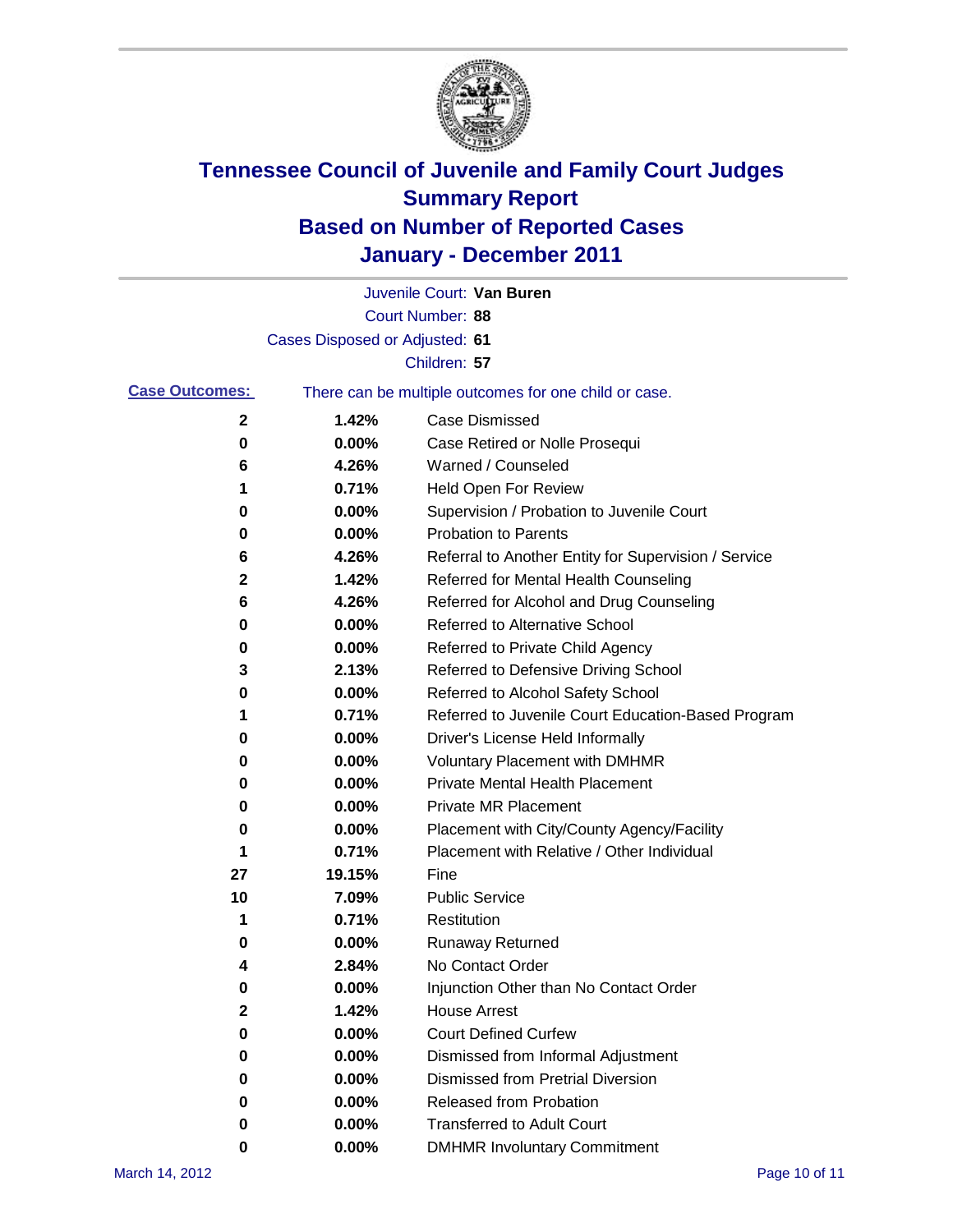# Tennessee Council of Juvenile and Family Court Judges
## Summary Report
## Based on Number of Reported Cases
## January - December 2011

Juvenile Court: **Van Buren**
Court Number: **88**
Cases Disposed or Adjusted: **61**
Children: **57**

**Case Outcomes:** There can be multiple outcomes for one child or case.

| Count | Percent | Outcome |
|---|---|---|
| 2 | 1.42% | Case Dismissed |
| 0 | 0.00% | Case Retired or Nolle Prosequi |
| 6 | 4.26% | Warned / Counseled |
| 1 | 0.71% | Held Open For Review |
| 0 | 0.00% | Supervision / Probation to Juvenile Court |
| 0 | 0.00% | Probation to Parents |
| 6 | 4.26% | Referral to Another Entity for Supervision / Service |
| 2 | 1.42% | Referred for Mental Health Counseling |
| 6 | 4.26% | Referred for Alcohol and Drug Counseling |
| 0 | 0.00% | Referred to Alternative School |
| 0 | 0.00% | Referred to Private Child Agency |
| 3 | 2.13% | Referred to Defensive Driving School |
| 0 | 0.00% | Referred to Alcohol Safety School |
| 1 | 0.71% | Referred to Juvenile Court Education-Based Program |
| 0 | 0.00% | Driver's License Held Informally |
| 0 | 0.00% | Voluntary Placement with DMHMR |
| 0 | 0.00% | Private Mental Health Placement |
| 0 | 0.00% | Private MR Placement |
| 0 | 0.00% | Placement with City/County Agency/Facility |
| 1 | 0.71% | Placement with Relative / Other Individual |
| 27 | 19.15% | Fine |
| 10 | 7.09% | Public Service |
| 1 | 0.71% | Restitution |
| 0 | 0.00% | Runaway Returned |
| 4 | 2.84% | No Contact Order |
| 0 | 0.00% | Injunction Other than No Contact Order |
| 2 | 1.42% | House Arrest |
| 0 | 0.00% | Court Defined Curfew |
| 0 | 0.00% | Dismissed from Informal Adjustment |
| 0 | 0.00% | Dismissed from Pretrial Diversion |
| 0 | 0.00% | Released from Probation |
| 0 | 0.00% | Transferred to Adult Court |
| 0 | 0.00% | DMHMR Involuntary Commitment |

March 14, 2012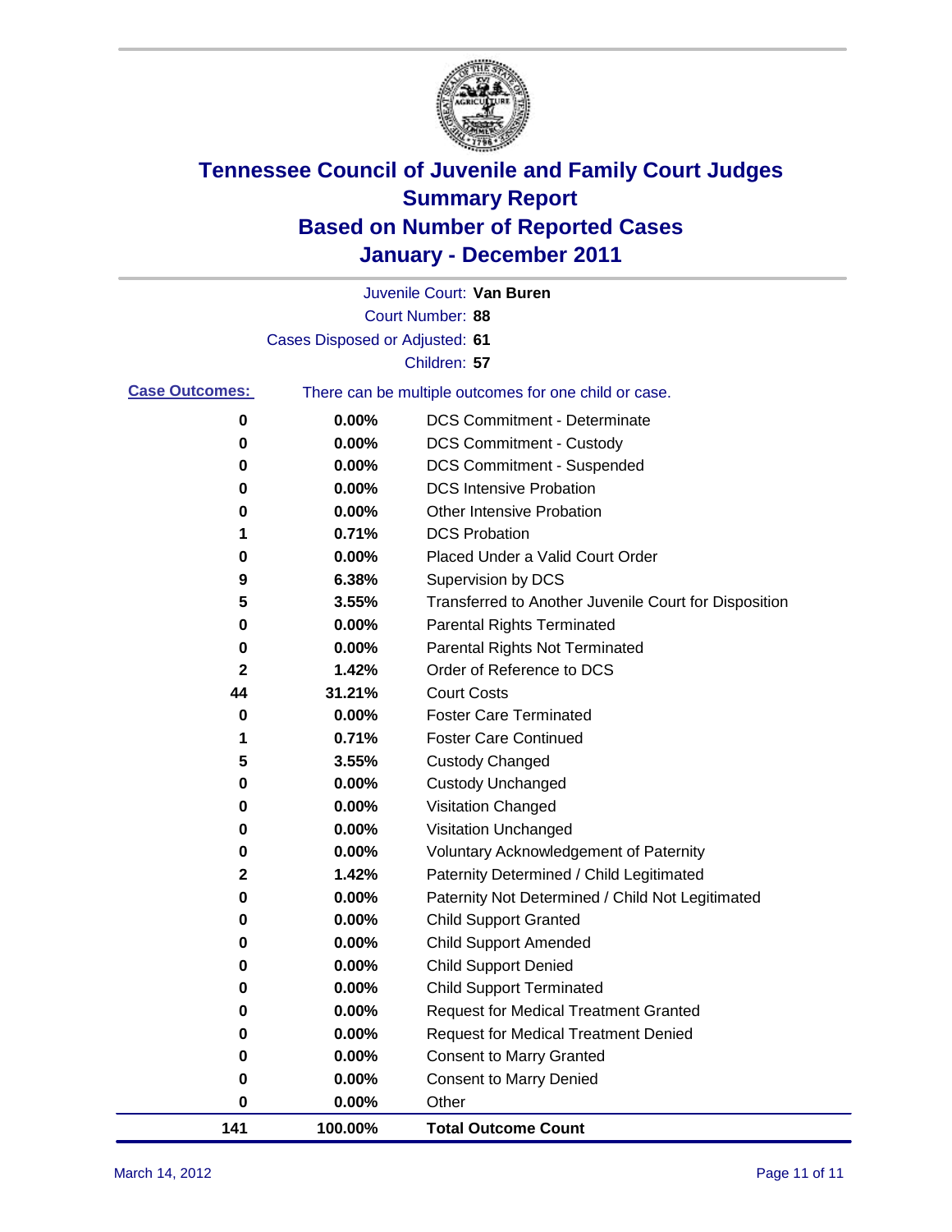# Tennessee Council of Juvenile and Family Court Judges
## Summary Report
## Based on Number of Reported Cases
## January - December 2011

Juvenile Court: **Van Buren**

Court Number: **88**

Cases Disposed or Adjusted: **61**

Children: **57**

**Case Outcomes:** There can be multiple outcomes for one child or case.

| | | |
|---|---|---|
| 0 | 0.00% | DCS Commitment - Determinate |
| 0 | 0.00% | DCS Commitment - Custody |
| 0 | 0.00% | DCS Commitment - Suspended |
| 0 | 0.00% | DCS Intensive Probation |
| 0 | 0.00% | Other Intensive Probation |
| 1 | 0.71% | DCS Probation |
| 0 | 0.00% | Placed Under a Valid Court Order |
| 9 | 6.38% | Supervision by DCS |
| 5 | 3.55% | Transferred to Another Juvenile Court for Disposition |
| 0 | 0.00% | Parental Rights Terminated |
| 0 | 0.00% | Parental Rights Not Terminated |
| 2 | 1.42% | Order of Reference to DCS |
| 44 | 31.21% | Court Costs |
| 0 | 0.00% | Foster Care Terminated |
| 1 | 0.71% | Foster Care Continued |
| 5 | 3.55% | Custody Changed |
| 0 | 0.00% | Custody Unchanged |
| 0 | 0.00% | Visitation Changed |
| 0 | 0.00% | Visitation Unchanged |
| 0 | 0.00% | Voluntary Acknowledgement of Paternity |
| 2 | 1.42% | Paternity Determined / Child Legitimated |
| 0 | 0.00% | Paternity Not Determined / Child Not Legitimated |
| 0 | 0.00% | Child Support Granted |
| 0 | 0.00% | Child Support Amended |
| 0 | 0.00% | Child Support Denied |
| 0 | 0.00% | Child Support Terminated |
| 0 | 0.00% | Request for Medical Treatment Granted |
| 0 | 0.00% | Request for Medical Treatment Denied |
| 0 | 0.00% | Consent to Marry Granted |
| 0 | 0.00% | Consent to Marry Denied |
| 0 | 0.00% | Other |
| **141** | **100.00%** | **Total Outcome Count** |